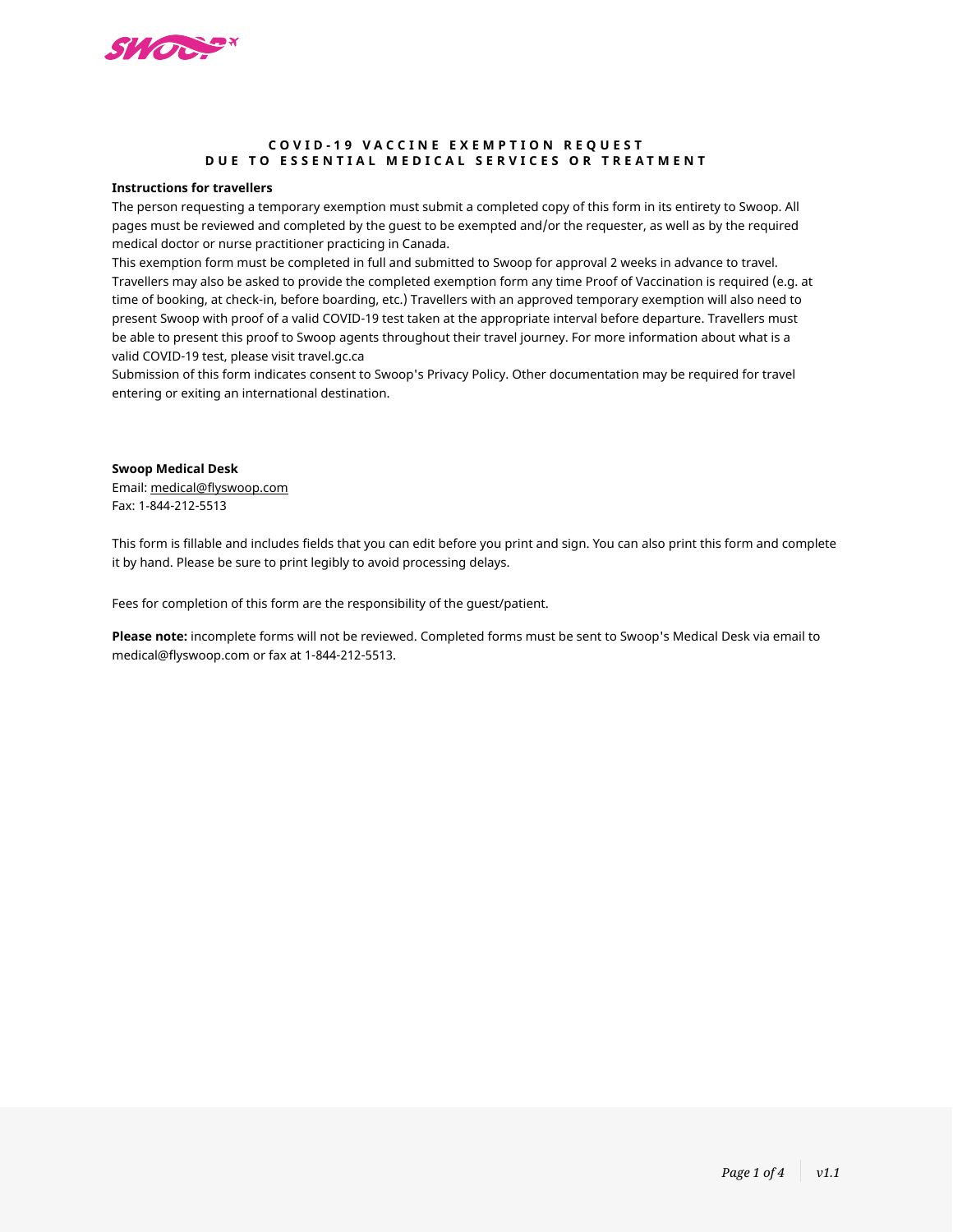# COVID-19 VACCINE EXEMPTION REQUEST DUE TO ESSENTIAL MEDICAL SERVICES OR TREATMENT

**Instructions for travellers**

The person requesting a temporary exemption must submit a completed copy of this form in its entirety to Swoop. All pages must be reviewed and completed by the guest to be exempted and/or the requester, as well as by the required medical doctor or nurse practitioner practicing in Canada.

This exemption form must be completed in full and submitted to Swoop for approval 2 weeks in advance to travel. Travellers may also be asked to provide the completed exemption form any time Proof of Vaccination is required (e.g. at time of booking, at check-in, before boarding, etc.) Travellers with an approved temporary exemption will also need to present Swoop with proof of a valid COVID-19 test taken at the appropriate interval before departure. Travellers must be able to present this proof to Swoop agents throughout their travel journey. For more information about what is a valid COVID-19 test, please visit travel.gc.ca

Submission of this form indicates consent to Swoop's Privacy Policy. Other documentation may be required for travel entering or exiting an international destination.

**Swoop Medical Desk**
Email: medical@flyswoop.com
Fax: 1-844-212-5513

This form is fillable and includes fields that you can edit before you print and sign. You can also print this form and complete it by hand. Please be sure to print legibly to avoid processing delays.

Fees for completion of this form are the responsibility of the guest/patient.

**Please note:** incomplete forms will not be reviewed. Completed forms must be sent to Swoop's Medical Desk via email to medical@flyswoop.com or fax at 1-844-212-5513.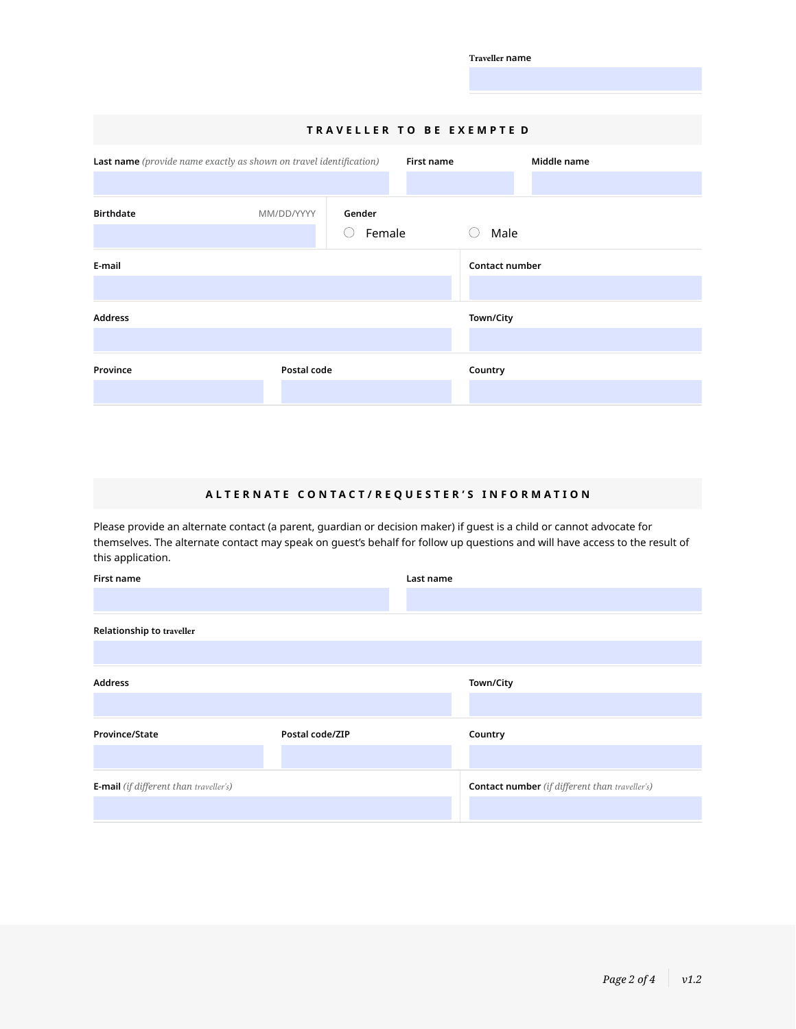**Traveller name**

## TRAVELLER TO BE EXEMPTED

**Last name** *(provide name exactly as shown on travel identification)*

**First name**

**Middle name**

**Birthdate** MM/DD/YYYY

**Gender**

○ Female ○ Male

**E-mail**

**Contact number**

**Address**

**Town/City**

**Province**

**Postal code**

**Country**

## ALTERNATE CONTACT/REQUESTER'S INFORMATION

Please provide an alternate contact (a parent, guardian or decision maker) if guest is a child or cannot advocate for themselves. The alternate contact may speak on guest's behalf for follow up questions and will have access to the result of this application.

**First name**

**Last name**

**Relationship to traveller**

**Address**

**Town/City**

**Province/State**

**Postal code/ZIP**

**Country**

**E-mail** *(if different than traveller's)*

**Contact number** *(if different than traveller's)*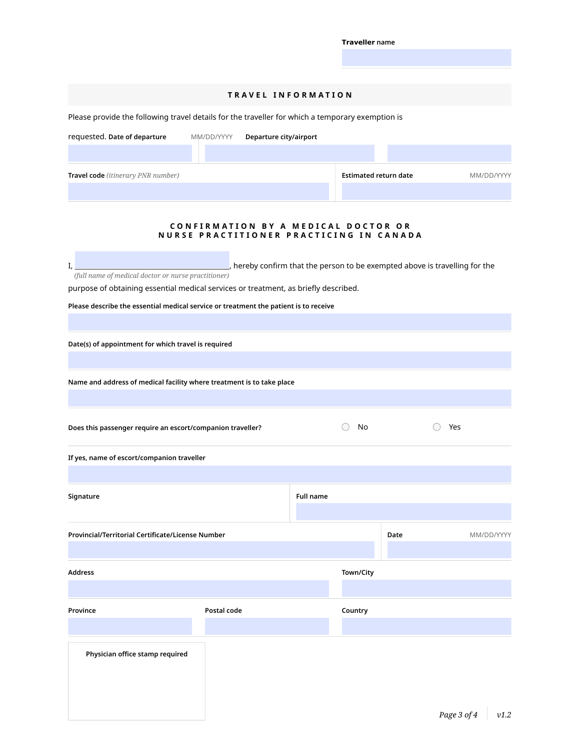**Traveller** name

## TRAVEL INFORMATION

Please provide the following travel details for the traveller for which a temporary exemption is requested.

**Date of departure** MM/DD/YYYY

**Departure city/airport**

**Travel code** *(itinerary PNR number)*

**Estimated return date** MM/DD/YYYY

## CONFIRMATION BY A MEDICAL DOCTOR OR NURSE PRACTITIONER PRACTICING IN CANADA

I, ______________________________, hereby confirm that the person to be exempted above is travelling for the purpose of obtaining essential medical services or treatment, as briefly described.

*(full name of medical doctor or nurse practitioner)*

**Please describe the essential medical service or treatment the patient is to receive**

**Date(s) of appointment for which travel is required**

**Name and address of medical facility where treatment is to take place**

**Does this passenger require an escort/companion traveller?** ○ No ○ Yes

**If yes, name of escort/companion traveller**

**Signature**

**Full name**

**Provincial/Territorial Certificate/License Number**

**Date** MM/DD/YYYY

**Address**

**Town/City**

**Province**

**Postal code**

**Country**

**Physician office stamp required**

*v1.2*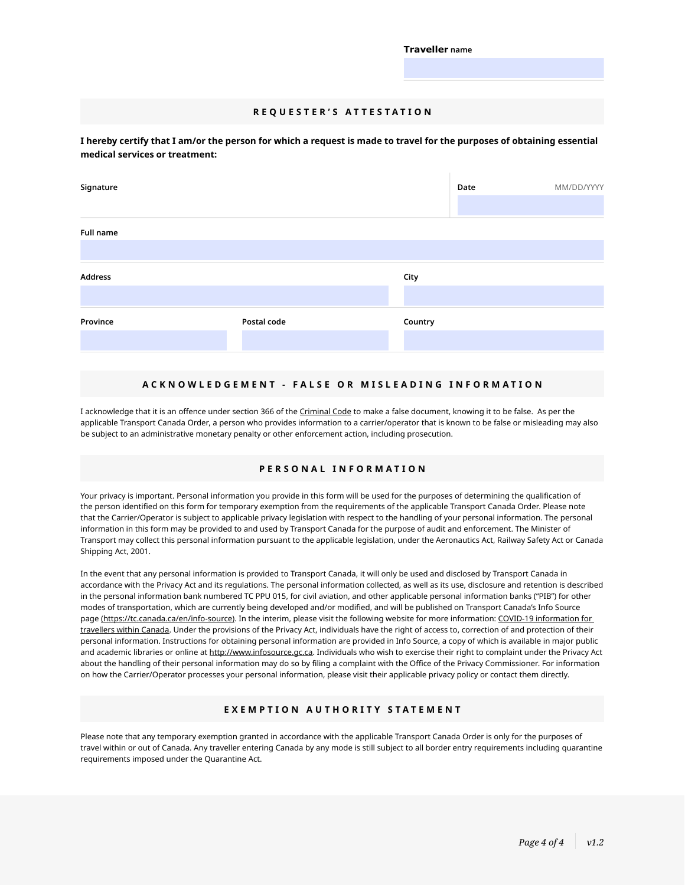**Traveller** name

## REQUESTER'S ATTESTATION

**I hereby certify that I am/or the person for which a request is made to travel for the purposes of obtaining essential medical services or treatment:**

| | |
|---|---|
| Signature | Date MM/DD/YYYY |

Full name

| | | |
|---|---|---|
| Address | | City |
| Province | Postal code | Country |

## ACKNOWLEDGEMENT - FALSE OR MISLEADING INFORMATION

I acknowledge that it is an offence under section 366 of the Criminal Code to make a false document, knowing it to be false. As per the applicable Transport Canada Order, a person who provides information to a carrier/operator that is known to be false or misleading may also be subject to an administrative monetary penalty or other enforcement action, including prosecution.

## PERSONAL INFORMATION

Your privacy is important. Personal information you provide in this form will be used for the purposes of determining the qualification of the person identified on this form for temporary exemption from the requirements of the applicable Transport Canada Order. Please note that the Carrier/Operator is subject to applicable privacy legislation with respect to the handling of your personal information. The personal information in this form may be provided to and used by Transport Canada for the purpose of audit and enforcement. The Minister of Transport may collect this personal information pursuant to the applicable legislation, under the Aeronautics Act, Railway Safety Act or Canada Shipping Act, 2001.

In the event that any personal information is provided to Transport Canada, it will only be used and disclosed by Transport Canada in accordance with the Privacy Act and its regulations. The personal information collected, as well as its use, disclosure and retention is described in the personal information bank numbered TC PPU 015, for civil aviation, and other applicable personal information banks ("PIB") for other modes of transportation, which are currently being developed and/or modified, and will be published on Transport Canada's Info Source page (https://tc.canada.ca/en/info-source). In the interim, please visit the following website for more information: COVID-19 information for travellers within Canada. Under the provisions of the Privacy Act, individuals have the right of access to, correction of and protection of their personal information. Instructions for obtaining personal information are provided in Info Source, a copy of which is available in major public and academic libraries or online at http://www.infosource.gc.ca. Individuals who wish to exercise their right to complaint under the Privacy Act about the handling of their personal information may do so by filing a complaint with the Office of the Privacy Commissioner. For information on how the Carrier/Operator processes your personal information, please visit their applicable privacy policy or contact them directly.

## EXEMPTION AUTHORITY STATEMENT

Please note that any temporary exemption granted in accordance with the applicable Transport Canada Order is only for the purposes of travel within or out of Canada. Any traveller entering Canada by any mode is still subject to all border entry requirements including quarantine requirements imposed under the Quarantine Act.